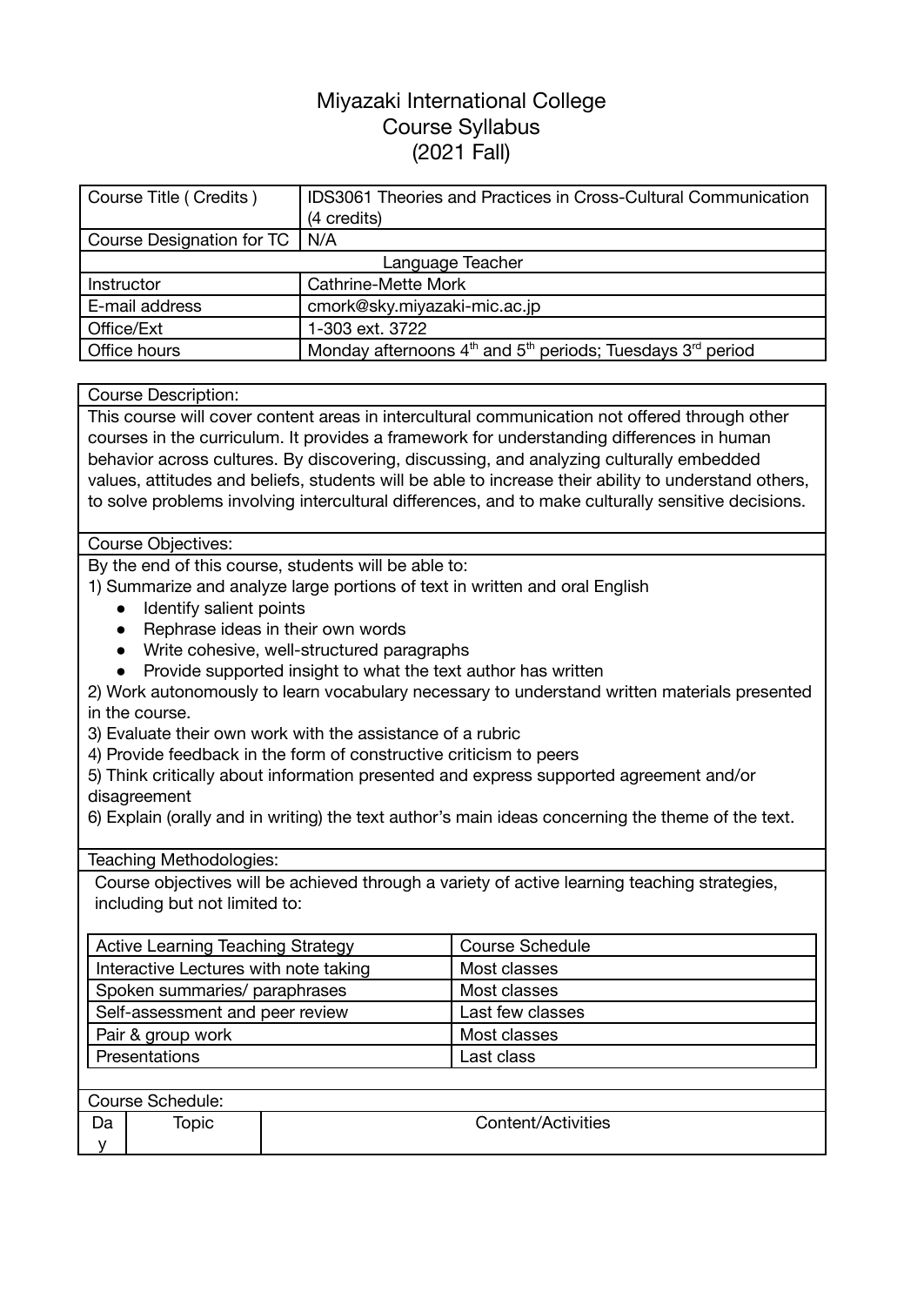# Miyazaki International College
## Course Syllabus
### (2021 Fall)

| Course Title ( Credits ) | IDS3061 Theories and Practices in Cross-Cultural Communication (4 credits) |
|---|---|
| Course Designation for TC | N/A |
| Language Teacher | |
| Instructor | Cathrine-Mette Mork |
| E-mail address | cmork@sky.miyazaki-mic.ac.jp |
| Office/Ext | 1-303 ext. 3722 |
| Office hours | Monday afternoons 4th and 5th periods; Tuesdays 3rd period |

**Course Description:**

This course will cover content areas in intercultural communication not offered through other courses in the curriculum. It provides a framework for understanding differences in human behavior across cultures. By discovering, discussing, and analyzing culturally embedded values, attitudes and beliefs, students will be able to increase their ability to understand others, to solve problems involving intercultural differences, and to make culturally sensitive decisions.

**Course Objectives:**

By the end of this course, students will be able to:

1) Summarize and analyze large portions of text in written and oral English
   - Identify salient points
   - Rephrase ideas in their own words
   - Write cohesive, well-structured paragraphs
   - Provide supported insight to what the text author has written

2) Work autonomously to learn vocabulary necessary to understand written materials presented in the course.

3) Evaluate their own work with the assistance of a rubric

4) Provide feedback in the form of constructive criticism to peers

5) Think critically about information presented and express supported agreement and/or disagreement

6) Explain (orally and in writing) the text author's main ideas concerning the theme of the text.

**Teaching Methodologies:**

Course objectives will be achieved through a variety of active learning teaching strategies, including but not limited to:

| Active Learning Teaching Strategy | Course Schedule |
|---|---|
| Interactive Lectures with note taking | Most classes |
| Spoken summaries/ paraphrases | Most classes |
| Self-assessment and peer review | Last few classes |
| Pair & group work | Most classes |
| Presentations | Last class |

**Course Schedule:**

| Day | Topic | Content/Activities |
|---|---|---|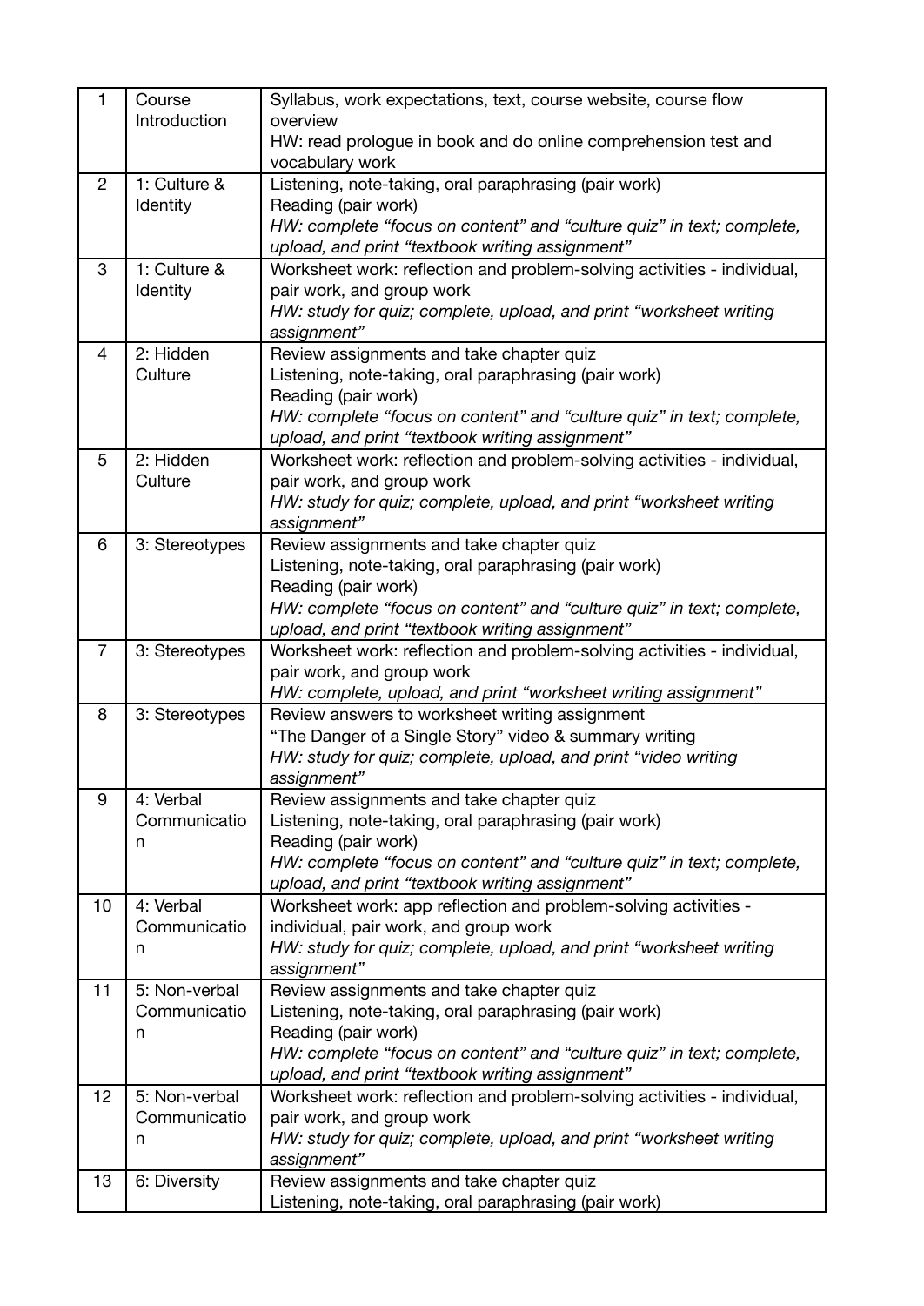| 1 | Course Introduction | Syllabus, work expectations, text, course website, course flow overview<br>HW: read prologue in book and do online comprehension test and vocabulary work |
|---|---|---|
| 2 | 1: Culture & Identity | Listening, note-taking, oral paraphrasing (pair work)<br>Reading (pair work)<br>*HW: complete "focus on content" and "culture quiz" in text; complete, upload, and print "textbook writing assignment"* |
| 3 | 1: Culture & Identity | Worksheet work: reflection and problem-solving activities - individual, pair work, and group work<br>*HW: study for quiz; complete, upload, and print "worksheet writing assignment"* |
| 4 | 2: Hidden Culture | Review assignments and take chapter quiz<br>Listening, note-taking, oral paraphrasing (pair work)<br>Reading (pair work)<br>*HW: complete "focus on content" and "culture quiz" in text; complete, upload, and print "textbook writing assignment"* |
| 5 | 2: Hidden Culture | Worksheet work: reflection and problem-solving activities - individual, pair work, and group work<br>*HW: study for quiz; complete, upload, and print "worksheet writing assignment"* |
| 6 | 3: Stereotypes | Review assignments and take chapter quiz<br>Listening, note-taking, oral paraphrasing (pair work)<br>Reading (pair work)<br>*HW: complete "focus on content" and "culture quiz" in text; complete, upload, and print "textbook writing assignment"* |
| 7 | 3: Stereotypes | Worksheet work: reflection and problem-solving activities - individual, pair work, and group work<br>*HW: complete, upload, and print "worksheet writing assignment"* |
| 8 | 3: Stereotypes | Review answers to worksheet writing assignment<br>"The Danger of a Single Story" video & summary writing<br>*HW: study for quiz; complete, upload, and print "video writing assignment"* |
| 9 | 4: Verbal Communication | Review assignments and take chapter quiz<br>Listening, note-taking, oral paraphrasing (pair work)<br>Reading (pair work)<br>*HW: complete "focus on content" and "culture quiz" in text; complete, upload, and print "textbook writing assignment"* |
| 10 | 4: Verbal Communication | Worksheet work: app reflection and problem-solving activities - individual, pair work, and group work<br>*HW: study for quiz; complete, upload, and print "worksheet writing assignment"* |
| 11 | 5: Non-verbal Communication | Review assignments and take chapter quiz<br>Listening, note-taking, oral paraphrasing (pair work)<br>Reading (pair work)<br>*HW: complete "focus on content" and "culture quiz" in text; complete, upload, and print "textbook writing assignment"* |
| 12 | 5: Non-verbal Communication | Worksheet work: reflection and problem-solving activities - individual, pair work, and group work<br>*HW: study for quiz; complete, upload, and print "worksheet writing assignment"* |
| 13 | 6: Diversity | Review assignments and take chapter quiz<br>Listening, note-taking, oral paraphrasing (pair work) |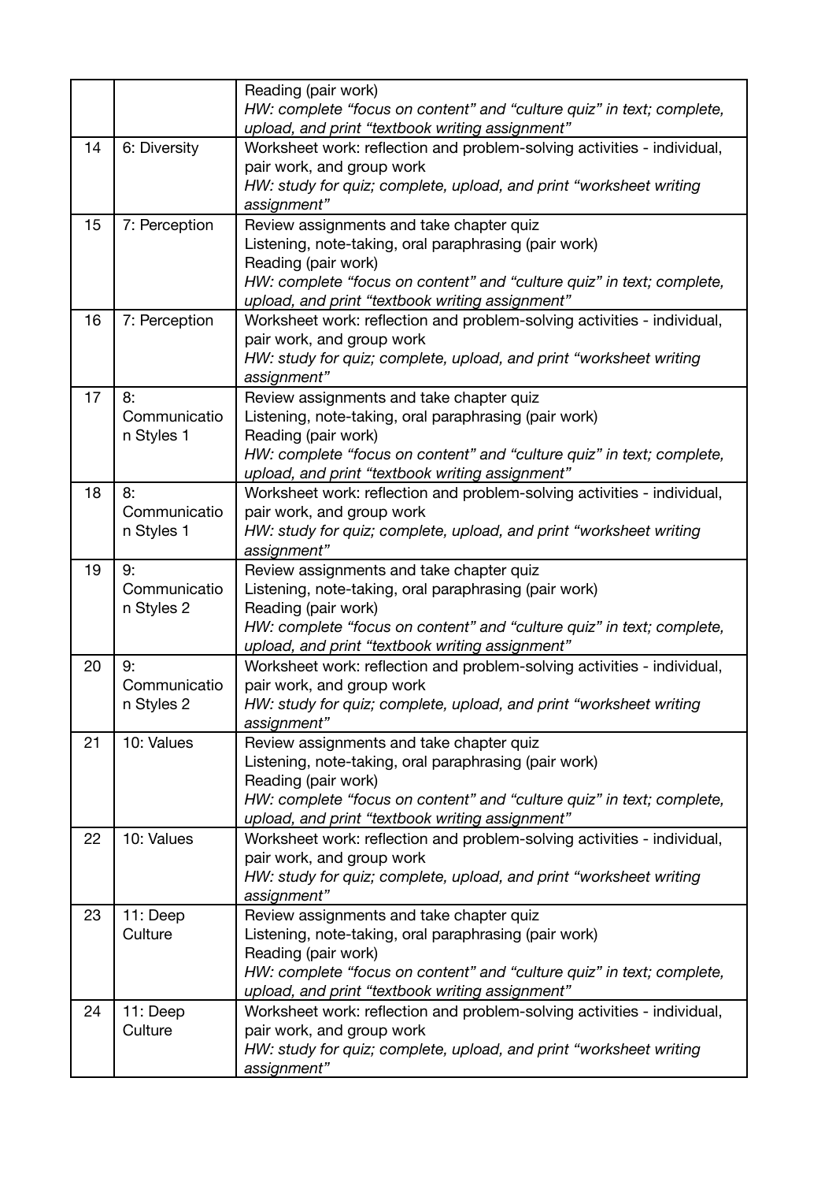|  |  | Reading (pair work)<br>*HW: complete "focus on content" and "culture quiz" in text; complete, upload, and print "textbook writing assignment"* |
| --- | --- | --- |
| 14 | 6: Diversity | Worksheet work: reflection and problem-solving activities - individual, pair work, and group work<br>*HW: study for quiz; complete, upload, and print "worksheet writing assignment"* |
| 15 | 7: Perception | Review assignments and take chapter quiz<br>Listening, note-taking, oral paraphrasing (pair work)<br>Reading (pair work)<br>*HW: complete "focus on content" and "culture quiz" in text; complete, upload, and print "textbook writing assignment"* |
| 16 | 7: Perception | Worksheet work: reflection and problem-solving activities - individual, pair work, and group work<br>*HW: study for quiz; complete, upload, and print "worksheet writing assignment"* |
| 17 | 8: Communication Styles 1 | Review assignments and take chapter quiz<br>Listening, note-taking, oral paraphrasing (pair work)<br>Reading (pair work)<br>*HW: complete "focus on content" and "culture quiz" in text; complete, upload, and print "textbook writing assignment"* |
| 18 | 8: Communication Styles 1 | Worksheet work: reflection and problem-solving activities - individual, pair work, and group work<br>*HW: study for quiz; complete, upload, and print "worksheet writing assignment"* |
| 19 | 9: Communication Styles 2 | Review assignments and take chapter quiz<br>Listening, note-taking, oral paraphrasing (pair work)<br>Reading (pair work)<br>*HW: complete "focus on content" and "culture quiz" in text; complete, upload, and print "textbook writing assignment"* |
| 20 | 9: Communication Styles 2 | Worksheet work: reflection and problem-solving activities - individual, pair work, and group work<br>*HW: study for quiz; complete, upload, and print "worksheet writing assignment"* |
| 21 | 10: Values | Review assignments and take chapter quiz<br>Listening, note-taking, oral paraphrasing (pair work)<br>Reading (pair work)<br>*HW: complete "focus on content" and "culture quiz" in text; complete, upload, and print "textbook writing assignment"* |
| 22 | 10: Values | Worksheet work: reflection and problem-solving activities - individual, pair work, and group work<br>*HW: study for quiz; complete, upload, and print "worksheet writing assignment"* |
| 23 | 11: Deep Culture | Review assignments and take chapter quiz<br>Listening, note-taking, oral paraphrasing (pair work)<br>Reading (pair work)<br>*HW: complete "focus on content" and "culture quiz" in text; complete, upload, and print "textbook writing assignment"* |
| 24 | 11: Deep Culture | Worksheet work: reflection and problem-solving activities - individual, pair work, and group work<br>*HW: study for quiz; complete, upload, and print "worksheet writing assignment"* |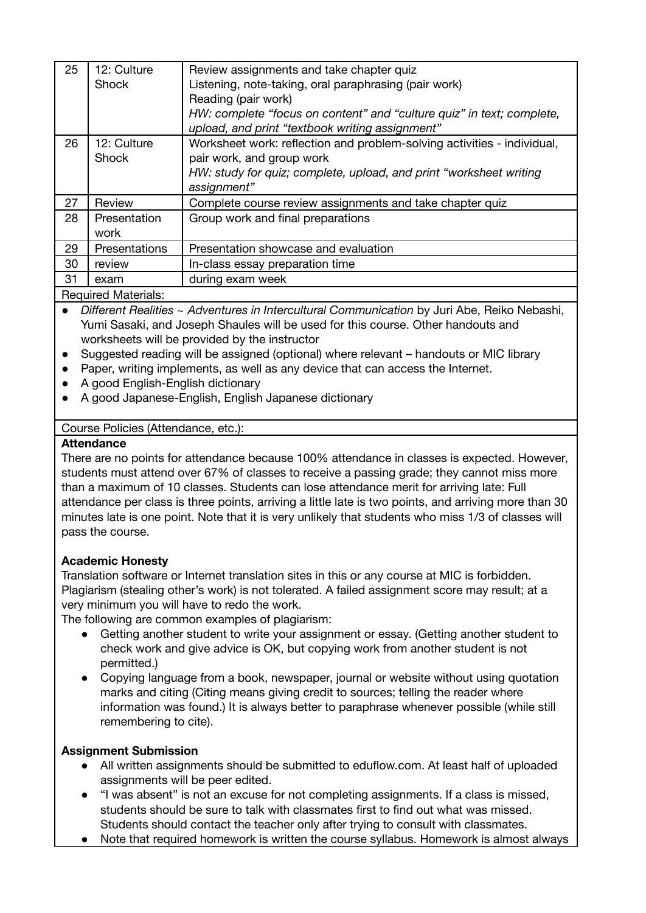| 25 | 12: Culture Shock | Review assignments and take chapter quiz<br>Listening, note-taking, oral paraphrasing (pair work)<br>Reading (pair work)<br>*HW: complete "focus on content" and "culture quiz" in text; complete, upload, and print "textbook writing assignment"* |
|---|---|---|
| 26 | 12: Culture Shock | Worksheet work: reflection and problem-solving activities - individual, pair work, and group work<br>*HW: study for quiz; complete, upload, and print "worksheet writing assignment"* |
| 27 | Review | Complete course review assignments and take chapter quiz |
| 28 | Presentation work | Group work and final preparations |
| 29 | Presentations | Presentation showcase and evaluation |
| 30 | review | In-class essay preparation time |
| 31 | exam | during exam week |

Required Materials:

- *Different Realities ~ Adventures in Intercultural Communication* by Juri Abe, Reiko Nebashi, Yumi Sasaki, and Joseph Shaules will be used for this course. Other handouts and worksheets will be provided by the instructor
- Suggested reading will be assigned (optional) where relevant – handouts or MIC library
- Paper, writing implements, as well as any device that can access the Internet.
- A good English-English dictionary
- A good Japanese-English, English Japanese dictionary

Course Policies (Attendance, etc.):

**Attendance**

There are no points for attendance because 100% attendance in classes is expected. However, students must attend over 67% of classes to receive a passing grade; they cannot miss more than a maximum of 10 classes. Students can lose attendance merit for arriving late: Full attendance per class is three points, arriving a little late is two points, and arriving more than 30 minutes late is one point. Note that it is very unlikely that students who miss 1/3 of classes will pass the course.

**Academic Honesty**

Translation software or Internet translation sites in this or any course at MIC is forbidden. Plagiarism (stealing other's work) is not tolerated. A failed assignment score may result; at a very minimum you will have to redo the work.

The following are common examples of plagiarism:

- Getting another student to write your assignment or essay. (Getting another student to check work and give advice is OK, but copying work from another student is not permitted.)
- Copying language from a book, newspaper, journal or website without using quotation marks and citing (Citing means giving credit to sources; telling the reader where information was found.) It is always better to paraphrase whenever possible (while still remembering to cite).

**Assignment Submission**

- All written assignments should be submitted to eduflow.com. At least half of uploaded assignments will be peer edited.
- "I was absent" is not an excuse for not completing assignments. If a class is missed, students should be sure to talk with classmates first to find out what was missed. Students should contact the teacher only after trying to consult with classmates.
- Note that required homework is written the course syllabus. Homework is almost always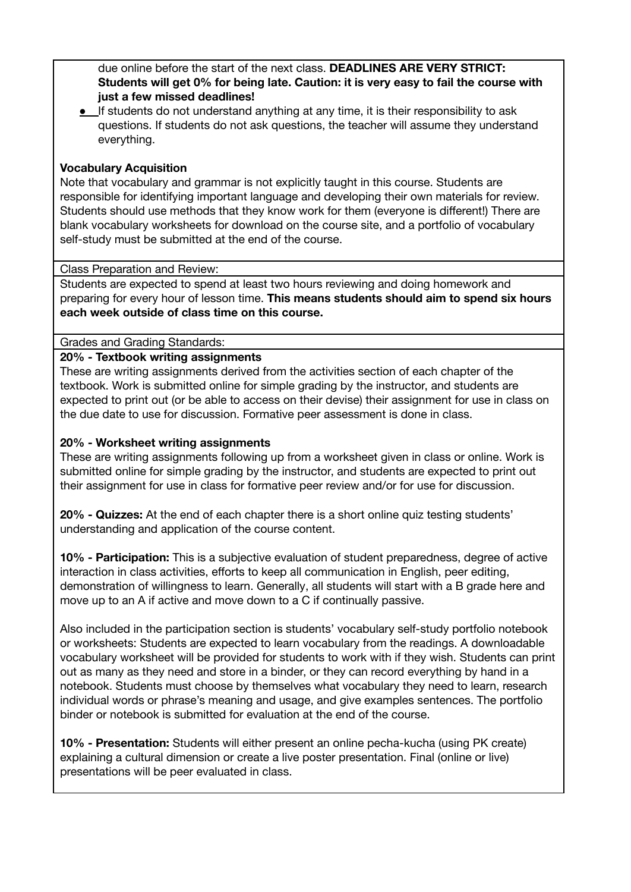due online before the start of the next class. **DEADLINES ARE VERY STRICT: Students will get 0% for being late. Caution: it is very easy to fail the course with just a few missed deadlines!**

- If students do not understand anything at any time, it is their responsibility to ask questions. If students do not ask questions, the teacher will assume they understand everything.

**Vocabulary Acquisition**

Note that vocabulary and grammar is not explicitly taught in this course. Students are responsible for identifying important language and developing their own materials for review. Students should use methods that they know work for them (everyone is different!) There are blank vocabulary worksheets for download on the course site, and a portfolio of vocabulary self-study must be submitted at the end of the course.

Class Preparation and Review:

Students are expected to spend at least two hours reviewing and doing homework and preparing for every hour of lesson time. **This means students should aim to spend six hours each week outside of class time on this course.**

Grades and Grading Standards:

**20% - Textbook writing assignments**

These are writing assignments derived from the activities section of each chapter of the textbook. Work is submitted online for simple grading by the instructor, and students are expected to print out (or be able to access on their devise) their assignment for use in class on the due date to use for discussion. Formative peer assessment is done in class.

**20% - Worksheet writing assignments**

These are writing assignments following up from a worksheet given in class or online. Work is submitted online for simple grading by the instructor, and students are expected to print out their assignment for use in class for formative peer review and/or for use for discussion.

**20% - Quizzes:** At the end of each chapter there is a short online quiz testing students' understanding and application of the course content.

**10% - Participation:** This is a subjective evaluation of student preparedness, degree of active interaction in class activities, efforts to keep all communication in English, peer editing, demonstration of willingness to learn. Generally, all students will start with a B grade here and move up to an A if active and move down to a C if continually passive.

Also included in the participation section is students' vocabulary self-study portfolio notebook or worksheets: Students are expected to learn vocabulary from the readings. A downloadable vocabulary worksheet will be provided for students to work with if they wish. Students can print out as many as they need and store in a binder, or they can record everything by hand in a notebook. Students must choose by themselves what vocabulary they need to learn, research individual words or phrase's meaning and usage, and give examples sentences. The portfolio binder or notebook is submitted for evaluation at the end of the course.

**10% - Presentation:** Students will either present an online pecha-kucha (using PK create) explaining a cultural dimension or create a live poster presentation. Final (online or live) presentations will be peer evaluated in class.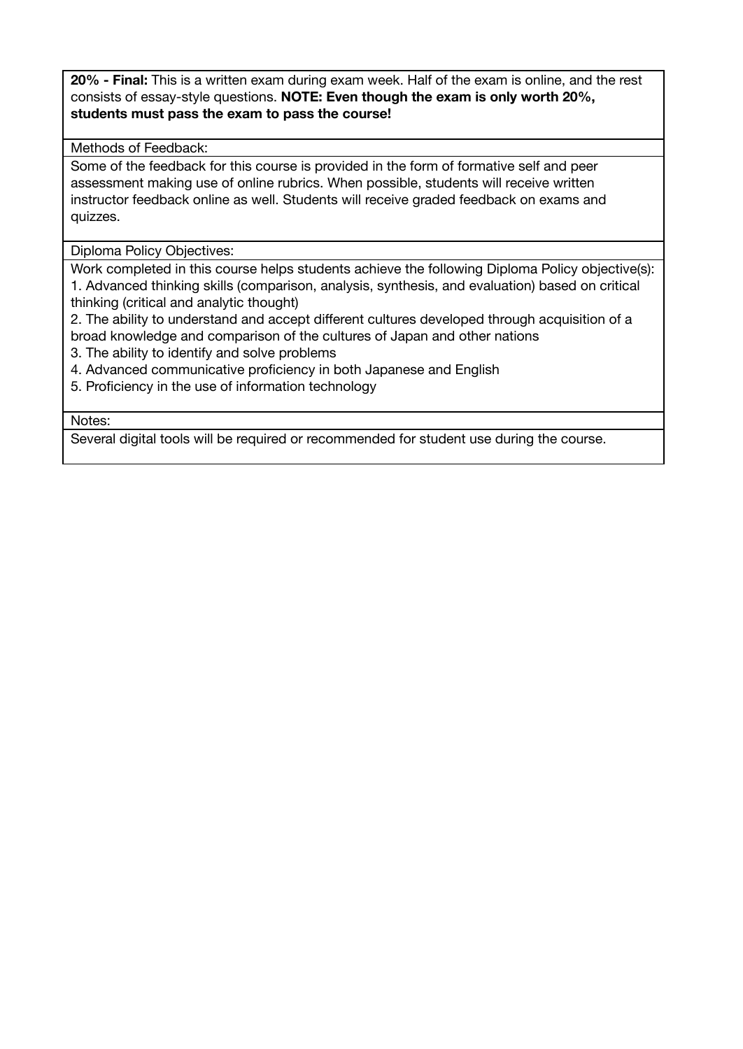**20% - Final:** This is a written exam during exam week. Half of the exam is online, and the rest consists of essay-style questions. **NOTE: Even though the exam is only worth 20%, students must pass the exam to pass the course!**

Methods of Feedback:

Some of the feedback for this course is provided in the form of formative self and peer assessment making use of online rubrics. When possible, students will receive written instructor feedback online as well. Students will receive graded feedback on exams and quizzes.

Diploma Policy Objectives:

Work completed in this course helps students achieve the following Diploma Policy objective(s):

1. Advanced thinking skills (comparison, analysis, synthesis, and evaluation) based on critical thinking (critical and analytic thought)
2. The ability to understand and accept different cultures developed through acquisition of a broad knowledge and comparison of the cultures of Japan and other nations
3. The ability to identify and solve problems
4. Advanced communicative proficiency in both Japanese and English
5. Proficiency in the use of information technology

Notes:

Several digital tools will be required or recommended for student use during the course.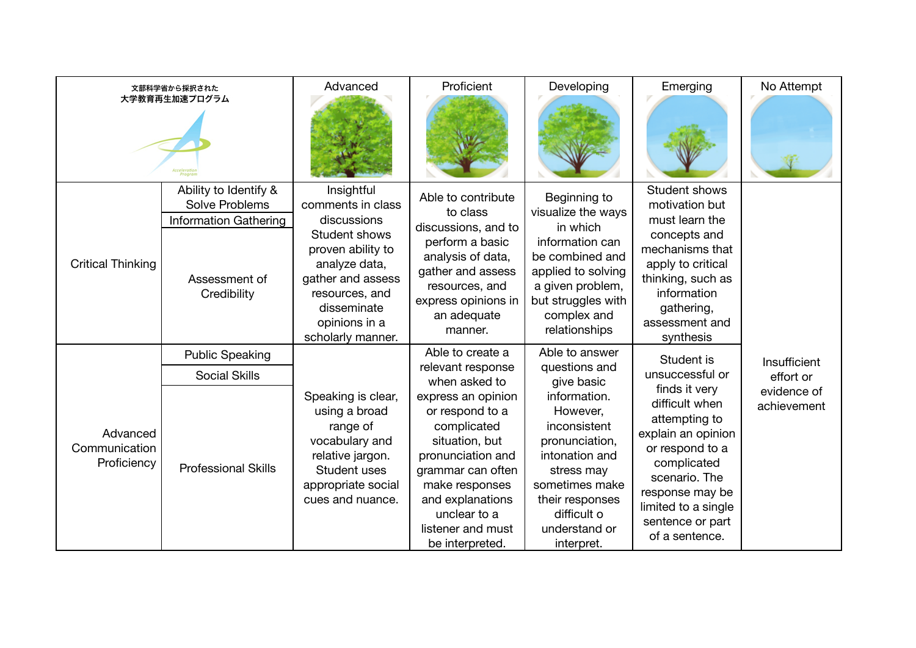| 文部科学省から採択された大学教育再生加速プログラム | | Advanced | Proficient | Developing | Emerging | No Attempt |
|---|---|---|---|---|---|---|
| Critical Thinking | Ability to Identify & Solve Problems<br>Information Gathering<br>Assessment of Credibility | Insightful comments in class discussions Student shows proven ability to analyze data, gather and assess resources, and disseminate opinions in a scholarly manner. | Able to contribute to class discussions, and to perform a basic analysis of data, gather and assess resources, and express opinions in an adequate manner. | Beginning to visualize the ways in which information can be combined and applied to solving a given problem, but struggles with complex and relationships | Student shows motivation but must learn the concepts and mechanisms that apply to critical thinking, such as information gathering, assessment and synthesis | Insufficient effort or evidence of achievement |
| Advanced Communication Proficiency | Public Speaking<br>Social Skills<br>Professional Skills | Speaking is clear, using a broad range of vocabulary and relative jargon. Student uses appropriate social cues and nuance. | Able to create a relevant response when asked to express an opinion or respond to a complicated situation, but pronunciation and grammar can often make responses and explanations unclear to a listener and must be interpreted. | Able to answer questions and give basic information. However, inconsistent pronunciation, intonation and stress may sometimes make their responses difficult o understand or interpret. | Student is unsuccessful or finds it very difficult when attempting to explain an opinion or respond to a complicated scenario. The response may be limited to a single sentence or part of a sentence. | |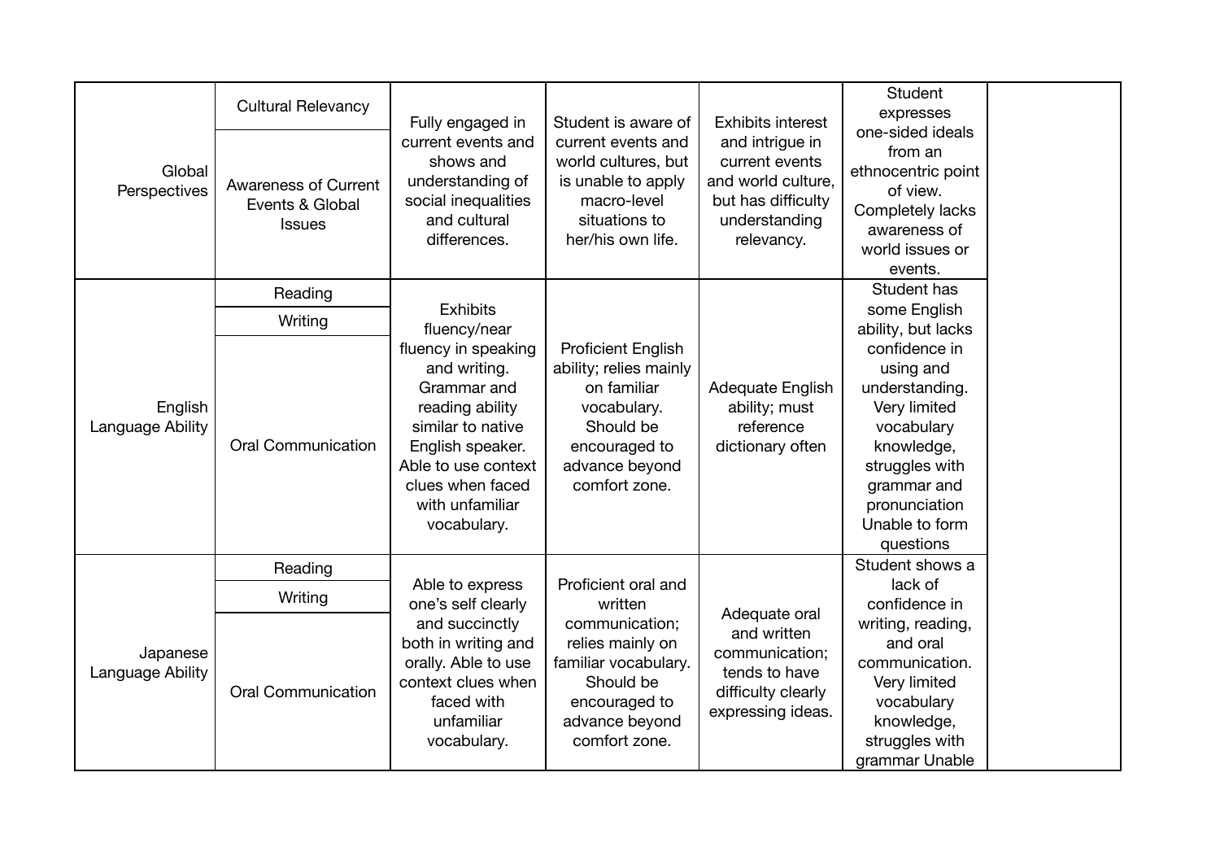| | | | | | | |
|---|---|---|---|---|---|---|
| Global Perspectives | Cultural Relevancy<br>Awareness of Current Events & Global Issues | Fully engaged in current events and shows and understanding of social inequalities and cultural differences. | Student is aware of current events and world cultures, but is unable to apply macro-level situations to her/his own life. | Exhibits interest and intrigue in current events and world culture, but has difficulty understanding relevancy. | Student expresses one-sided ideals from an ethnocentric point of view. Completely lacks awareness of world issues or events. | |
| English Language Ability | Reading<br>Writing<br>Oral Communication | Exhibits fluency/near fluency in speaking and writing. Grammar and reading ability similar to native English speaker. Able to use context clues when faced with unfamiliar vocabulary. | Proficient English ability; relies mainly on familiar vocabulary. Should be encouraged to advance beyond comfort zone. | Adequate English ability; must reference dictionary often | Student has some English ability, but lacks confidence in using and understanding. Very limited vocabulary knowledge, struggles with grammar and pronunciation Unable to form questions | |
| Japanese Language Ability | Reading<br>Writing<br>Oral Communication | Able to express one's self clearly and succinctly both in writing and orally. Able to use context clues when faced with unfamiliar vocabulary. | Proficient oral and written communication; relies mainly on familiar vocabulary. Should be encouraged to advance beyond comfort zone. | Adequate oral and written communication; tends to have difficulty clearly expressing ideas. | Student shows a lack of confidence in writing, reading, and oral communication. Very limited vocabulary knowledge, struggles with grammar Unable | |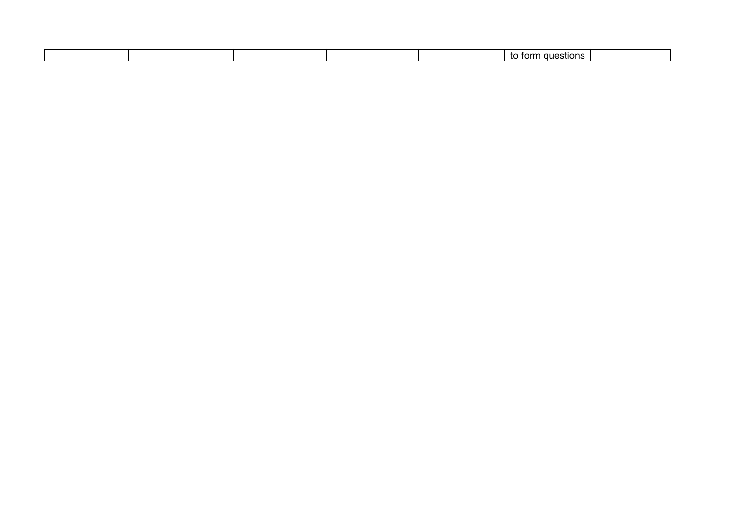| | | | | | | |
|---|---|---|---|---|---|---|
| | | | | | to form questions | |